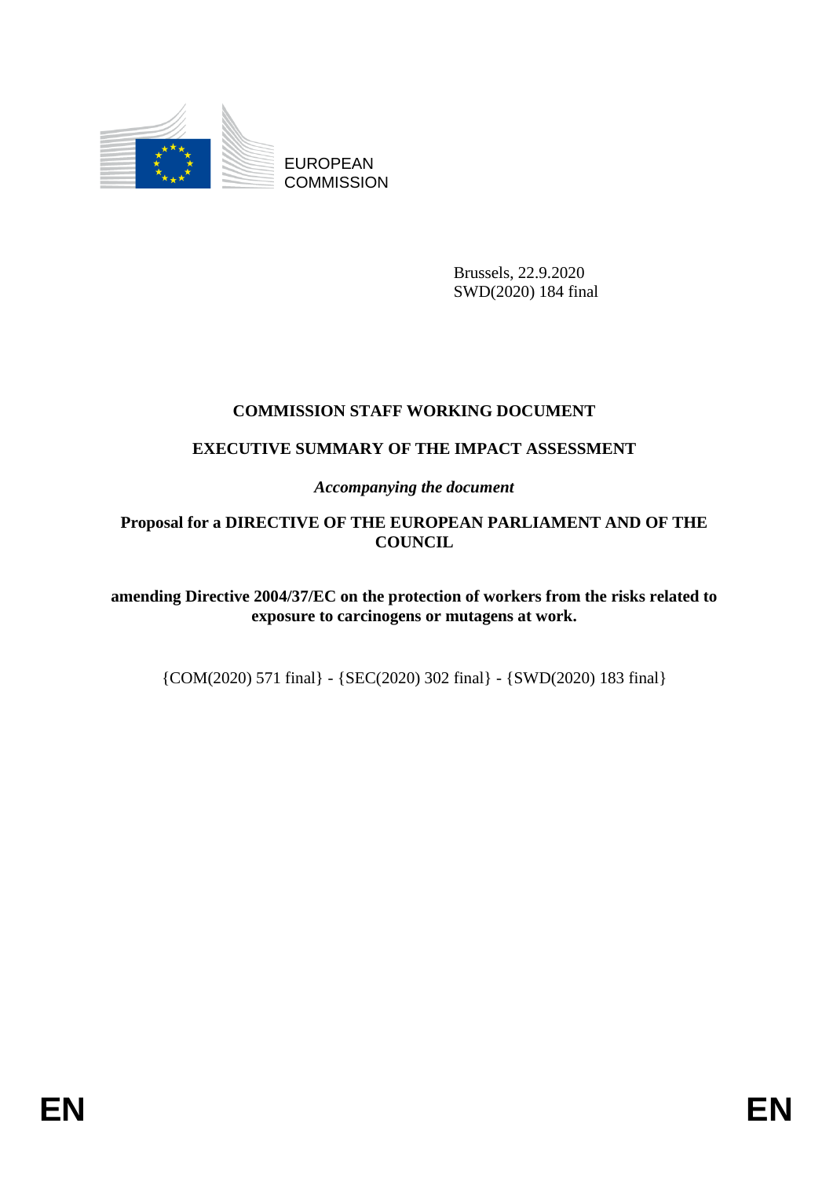EUROPEAN COMMISSION

Brussels, 22.9.2020
SWD(2020) 184 final

**COMMISSION STAFF WORKING DOCUMENT**

**EXECUTIVE SUMMARY OF THE IMPACT ASSESSMENT**

*Accompanying the document*

**Proposal for a DIRECTIVE OF THE EUROPEAN PARLIAMENT AND OF THE COUNCIL**

**amending Directive 2004/37/EC on the protection of workers from the risks related to exposure to carcinogens or mutagens at work.**

{COM(2020) 571 final} - {SEC(2020) 302 final} - {SWD(2020) 183 final}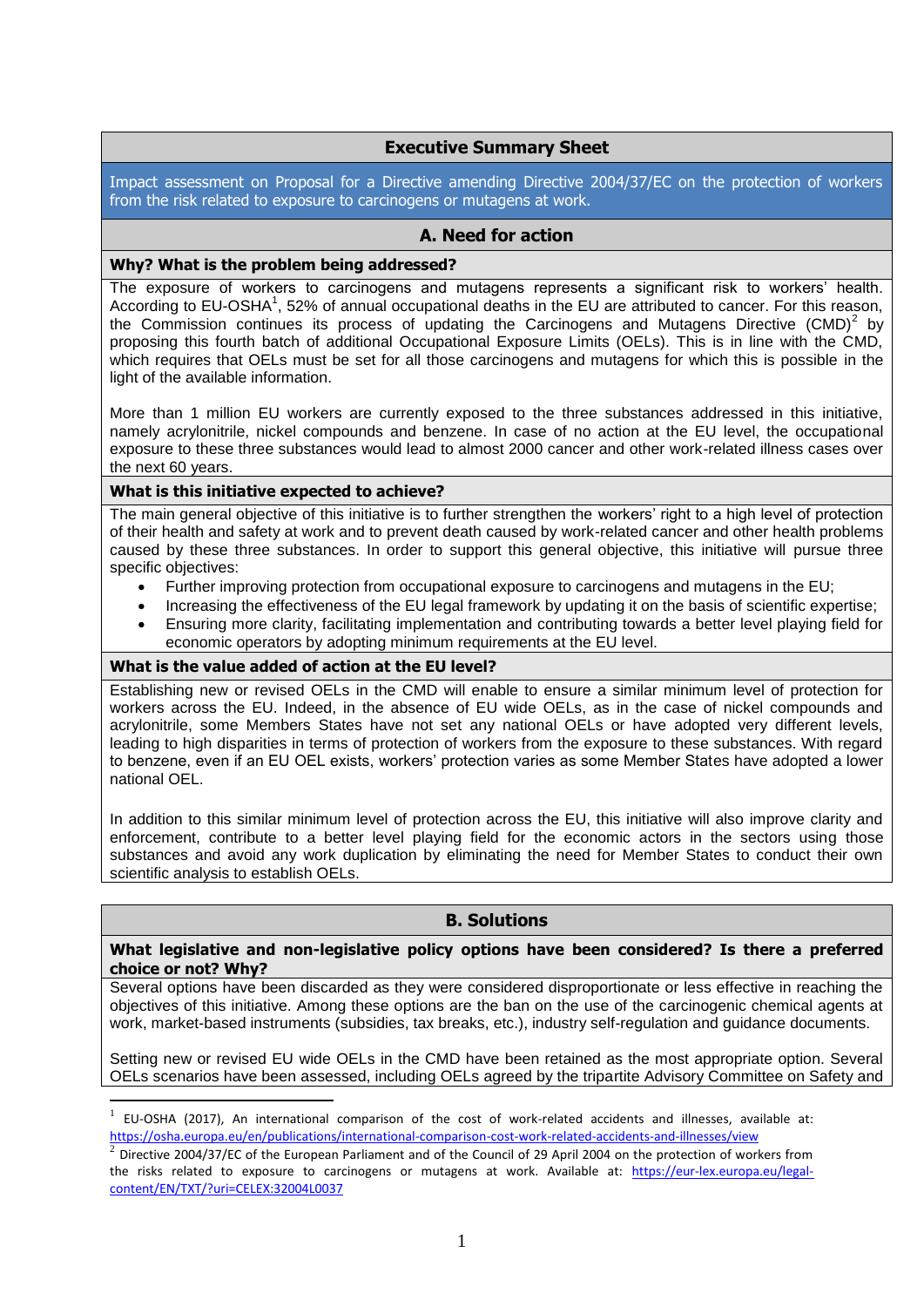## Executive Summary Sheet

Impact assessment on Proposal for a Directive amending Directive 2004/37/EC on the protection of workers from the risk related to exposure to carcinogens or mutagens at work.

### A. Need for action

**Why? What is the problem being addressed?**

The exposure of workers to carcinogens and mutagens represents a significant risk to workers' health. According to EU-OSHA[1], 52% of annual occupational deaths in the EU are attributed to cancer. For this reason, the Commission continues its process of updating the Carcinogens and Mutagens Directive (CMD)[2] by proposing this fourth batch of additional Occupational Exposure Limits (OELs). This is in line with the CMD, which requires that OELs must be set for all those carcinogens and mutagens for which this is possible in the light of the available information.

More than 1 million EU workers are currently exposed to the three substances addressed in this initiative, namely acrylonitrile, nickel compounds and benzene. In case of no action at the EU level, the occupational exposure to these three substances would lead to almost 2000 cancer and other work-related illness cases over the next 60 years.

**What is this initiative expected to achieve?**

The main general objective of this initiative is to further strengthen the workers' right to a high level of protection of their health and safety at work and to prevent death caused by work-related cancer and other health problems caused by these three substances. In order to support this general objective, this initiative will pursue three specific objectives:

- Further improving protection from occupational exposure to carcinogens and mutagens in the EU;
- Increasing the effectiveness of the EU legal framework by updating it on the basis of scientific expertise;
- Ensuring more clarity, facilitating implementation and contributing towards a better level playing field for economic operators by adopting minimum requirements at the EU level.

**What is the value added of action at the EU level?**

Establishing new or revised OELs in the CMD will enable to ensure a similar minimum level of protection for workers across the EU. Indeed, in the absence of EU wide OELs, as in the case of nickel compounds and acrylonitrile, some Members States have not set any national OELs or have adopted very different levels, leading to high disparities in terms of protection of workers from the exposure to these substances. With regard to benzene, even if an EU OEL exists, workers' protection varies as some Member States have adopted a lower national OEL.

In addition to this similar minimum level of protection across the EU, this initiative will also improve clarity and enforcement, contribute to a better level playing field for the economic actors in the sectors using those substances and avoid any work duplication by eliminating the need for Member States to conduct their own scientific analysis to establish OELs.

### B. Solutions

**What legislative and non-legislative policy options have been considered? Is there a preferred choice or not? Why?**

Several options have been discarded as they were considered disproportionate or less effective in reaching the objectives of this initiative. Among these options are the ban on the use of the carcinogenic chemical agents at work, market-based instruments (subsidies, tax breaks, etc.), industry self-regulation and guidance documents.

Setting new or revised EU wide OELs in the CMD have been retained as the most appropriate option. Several OELs scenarios have been assessed, including OELs agreed by the tripartite Advisory Committee on Safety and

---

[1] EU-OSHA (2017), An international comparison of the cost of work-related accidents and illnesses, available at: https://osha.europa.eu/en/publications/international-comparison-cost-work-related-accidents-and-illnesses/view

[2] Directive 2004/37/EC of the European Parliament and of the Council of 29 April 2004 on the protection of workers from the risks related to exposure to carcinogens or mutagens at work. Available at: https://eur-lex.europa.eu/legal-content/EN/TXT/?uri=CELEX:32004L0037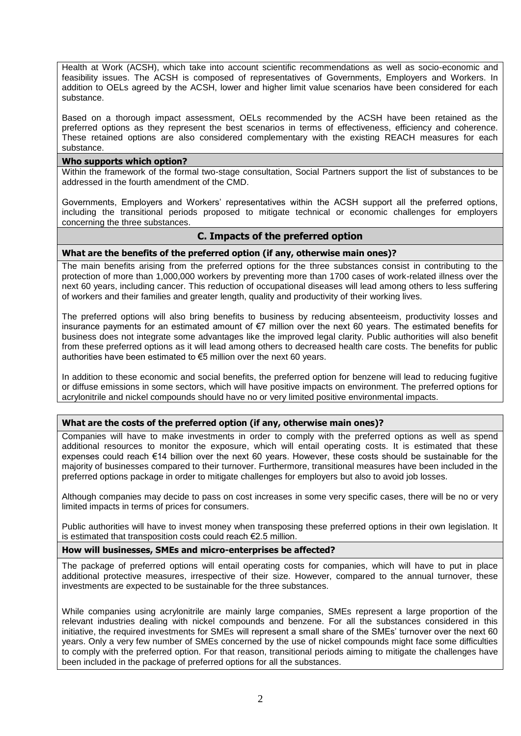Health at Work (ACSH), which take into account scientific recommendations as well as socio-economic and feasibility issues. The ACSH is composed of representatives of Governments, Employers and Workers. In addition to OELs agreed by the ACSH, lower and higher limit value scenarios have been considered for each substance.

Based on a thorough impact assessment, OELs recommended by the ACSH have been retained as the preferred options as they represent the best scenarios in terms of effectiveness, efficiency and coherence. These retained options are also considered complementary with the existing REACH measures for each substance.

**Who supports which option?**

Within the framework of the formal two-stage consultation, Social Partners support the list of substances to be addressed in the fourth amendment of the CMD.

Governments, Employers and Workers' representatives within the ACSH support all the preferred options, including the transitional periods proposed to mitigate technical or economic challenges for employers concerning the three substances.

## C. Impacts of the preferred option

**What are the benefits of the preferred option (if any, otherwise main ones)?**

The main benefits arising from the preferred options for the three substances consist in contributing to the protection of more than 1,000,000 workers by preventing more than 1700 cases of work-related illness over the next 60 years, including cancer. This reduction of occupational diseases will lead among others to less suffering of workers and their families and greater length, quality and productivity of their working lives.

The preferred options will also bring benefits to business by reducing absenteeism, productivity losses and insurance payments for an estimated amount of €7 million over the next 60 years. The estimated benefits for business does not integrate some advantages like the improved legal clarity. Public authorities will also benefit from these preferred options as it will lead among others to decreased health care costs. The benefits for public authorities have been estimated to €5 million over the next 60 years.

In addition to these economic and social benefits, the preferred option for benzene will lead to reducing fugitive or diffuse emissions in some sectors, which will have positive impacts on environment. The preferred options for acrylonitrile and nickel compounds should have no or very limited positive environmental impacts.

**What are the costs of the preferred option (if any, otherwise main ones)?**

Companies will have to make investments in order to comply with the preferred options as well as spend additional resources to monitor the exposure, which will entail operating costs. It is estimated that these expenses could reach €14 billion over the next 60 years. However, these costs should be sustainable for the majority of businesses compared to their turnover. Furthermore, transitional measures have been included in the preferred options package in order to mitigate challenges for employers but also to avoid job losses.

Although companies may decide to pass on cost increases in some very specific cases, there will be no or very limited impacts in terms of prices for consumers.

Public authorities will have to invest money when transposing these preferred options in their own legislation. It is estimated that transposition costs could reach €2.5 million.

**How will businesses, SMEs and micro-enterprises be affected?**

The package of preferred options will entail operating costs for companies, which will have to put in place additional protective measures, irrespective of their size. However, compared to the annual turnover, these investments are expected to be sustainable for the three substances.

While companies using acrylonitrile are mainly large companies, SMEs represent a large proportion of the relevant industries dealing with nickel compounds and benzene. For all the substances considered in this initiative, the required investments for SMEs will represent a small share of the SMEs' turnover over the next 60 years. Only a very few number of SMEs concerned by the use of nickel compounds might face some difficulties to comply with the preferred option. For that reason, transitional periods aiming to mitigate the challenges have been included in the package of preferred options for all the substances.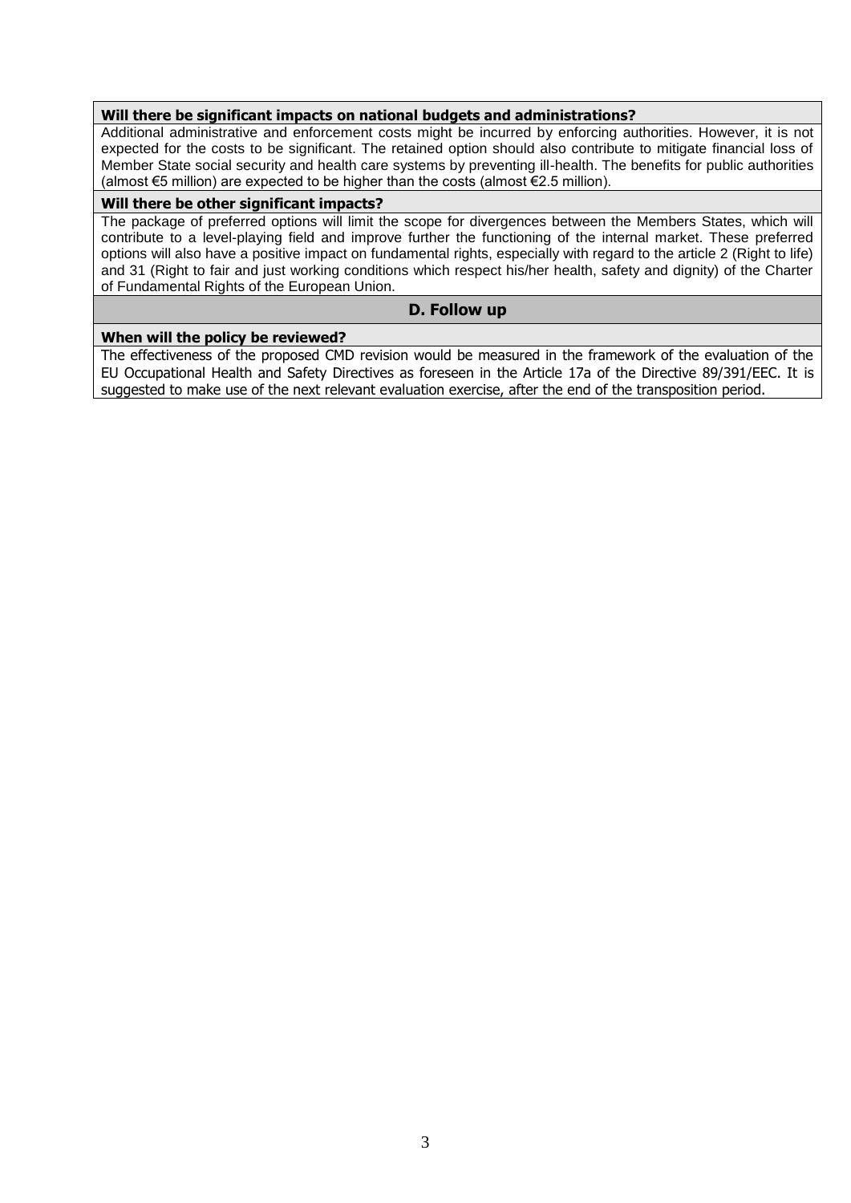**Will there be significant impacts on national budgets and administrations?**

Additional administrative and enforcement costs might be incurred by enforcing authorities. However, it is not expected for the costs to be significant. The retained option should also contribute to mitigate financial loss of Member State social security and health care systems by preventing ill-health. The benefits for public authorities (almost €5 million) are expected to be higher than the costs (almost €2.5 million).

**Will there be other significant impacts?**

The package of preferred options will limit the scope for divergences between the Members States, which will contribute to a level-playing field and improve further the functioning of the internal market. These preferred options will also have a positive impact on fundamental rights, especially with regard to the article 2 (Right to life) and 31 (Right to fair and just working conditions which respect his/her health, safety and dignity) of the Charter of Fundamental Rights of the European Union.

## D. Follow up

**When will the policy be reviewed?**

The effectiveness of the proposed CMD revision would be measured in the framework of the evaluation of the EU Occupational Health and Safety Directives as foreseen in the Article 17a of the Directive 89/391/EEC. It is suggested to make use of the next relevant evaluation exercise, after the end of the transposition period.